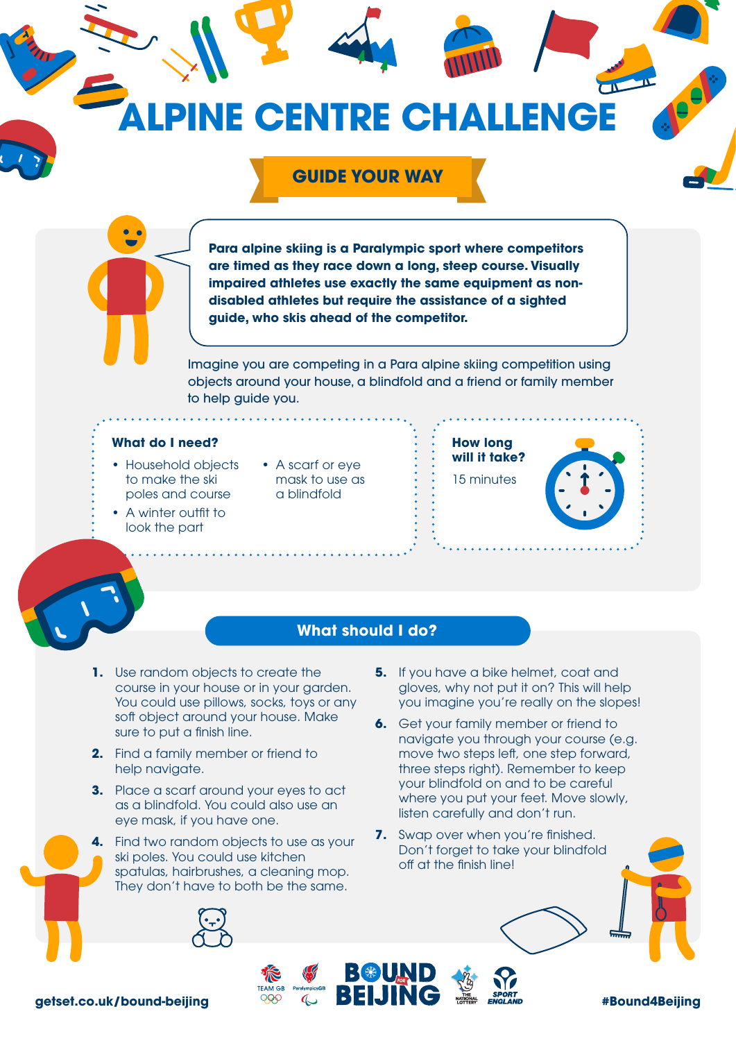# ALPINE CENTRE CHALLENGE

## GUIDE YOUR WAY

**Para alpine skiing is a Paralympic sport where competitors are timed as they race down a long, steep course. Visually impaired athletes use exactly the same equipment as non-disabled athletes but require the assistance of a sighted guide, who skis ahead of the competitor.**

Imagine you are competing in a Para alpine skiing competition using objects around your house, a blindfold and a friend or family member to help guide you.

### What do I need?

- Household objects to make the ski poles and course
- A winter outfit to look the part
- A scarf or eye mask to use as a blindfold

### How long will it take?

15 minutes

## What should I do?

1. Use random objects to create the course in your house or in your garden. You could use pillows, socks, toys or any soft object around your house. Make sure to put a finish line.
2. Find a family member or friend to help navigate.
3. Place a scarf around your eyes to act as a blindfold. You could also use an eye mask, if you have one.
4. Find two random objects to use as your ski poles. You could use kitchen spatulas, hairbrushes, a cleaning mop. They don't have to both be the same.
5. If you have a bike helmet, coat and gloves, why not put it on? This will help you imagine you're really on the slopes!
6. Get your family member or friend to navigate you through your course (e.g. move two steps left, one step forward, three steps right). Remember to keep your blindfold on and to be careful where you put your feet. Move slowly, listen carefully and don't run.
7. Swap over when you're finished. Don't forget to take your blindfold off at the finish line!

getset.co.uk/bound-beijing

BOUND FOR BEIJING

#Bound4Beijing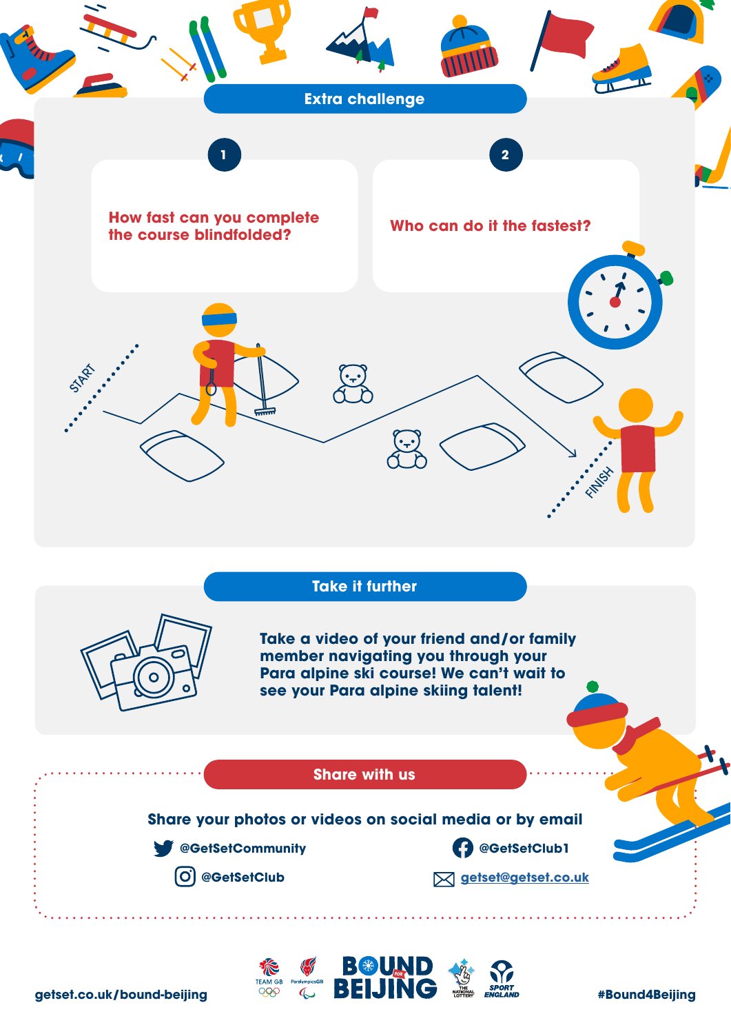## Extra challenge

**1**

How fast can you complete the course blindfolded?

**2**

Who can do it the fastest?

START

FINISH

## Take it further

**Take a video of your friend and/or family member navigating you through your Para alpine ski course! We can't wait to see your Para alpine skiing talent!**

## Share with us

**Share your photos or videos on social media or by email**

- @GetSetCommunity
- @GetSetClub1
- @GetSetClub
- getset@getset.co.uk

getset.co.uk/bound-beijing

#Bound4Beijing